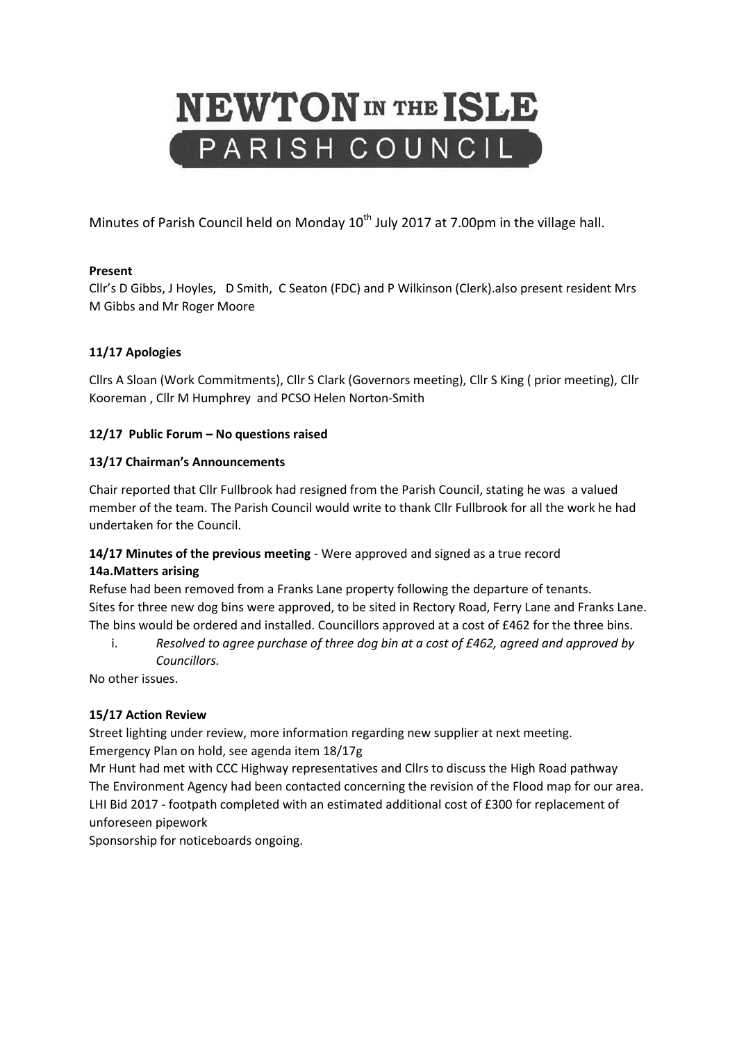# NEWTON IN THE ISLE PARISH COUNCIL

Minutes of Parish Council held on Monday 10th July 2017 at 7.00pm in the village hall.

**Present**

Cllr's D Gibbs, J Hoyles, D Smith, C Seaton (FDC) and P Wilkinson (Clerk).also present resident Mrs M Gibbs and Mr Roger Moore

**11/17 Apologies**

Cllrs A Sloan (Work Commitments), Cllr S Clark (Governors meeting), Cllr S King ( prior meeting), Cllr Kooreman , Cllr M Humphrey and PCSO Helen Norton-Smith

**12/17 Public Forum – No questions raised**

**13/17 Chairman's Announcements**

Chair reported that Cllr Fullbrook had resigned from the Parish Council, stating he was a valued member of the team. The Parish Council would write to thank Cllr Fullbrook for all the work he had undertaken for the Council.

**14/17 Minutes of the previous meeting** - Were approved and signed as a true record

**14a.Matters arising**

Refuse had been removed from a Franks Lane property following the departure of tenants. Sites for three new dog bins were approved, to be sited in Rectory Road, Ferry Lane and Franks Lane. The bins would be ordered and installed. Councillors approved at a cost of £462 for the three bins.

i. *Resolved to agree purchase of three dog bin at a cost of £462, agreed and approved by Councillors.*

No other issues.

**15/17 Action Review**

Street lighting under review, more information regarding new supplier at next meeting.
Emergency Plan on hold, see agenda item 18/17g
Mr Hunt had met with CCC Highway representatives and Cllrs to discuss the High Road pathway
The Environment Agency had been contacted concerning the revision of the Flood map for our area.
LHI Bid 2017 - footpath completed with an estimated additional cost of £300 for replacement of unforeseen pipework
Sponsorship for noticeboards ongoing.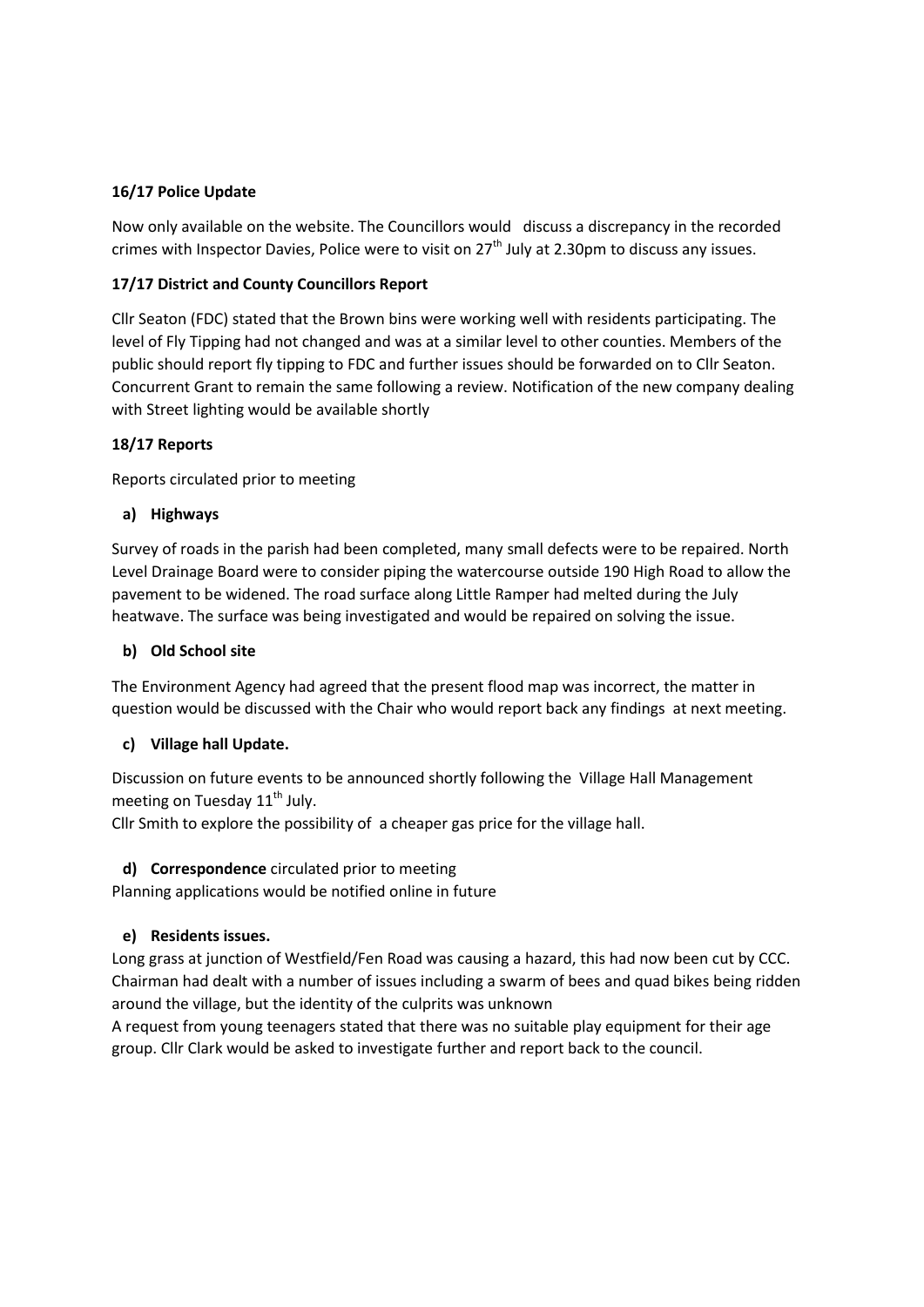**16/17 Police Update**

Now only available on the website. The Councillors would discuss a discrepancy in the recorded crimes with Inspector Davies, Police were to visit on 27th July at 2.30pm to discuss any issues.

**17/17 District and County Councillors Report**

Cllr Seaton (FDC) stated that the Brown bins were working well with residents participating. The level of Fly Tipping had not changed and was at a similar level to other counties. Members of the public should report fly tipping to FDC and further issues should be forwarded on to Cllr Seaton. Concurrent Grant to remain the same following a review. Notification of the new company dealing with Street lighting would be available shortly

**18/17 Reports**

Reports circulated prior to meeting

**a) Highways**

Survey of roads in the parish had been completed, many small defects were to be repaired. North Level Drainage Board were to consider piping the watercourse outside 190 High Road to allow the pavement to be widened. The road surface along Little Ramper had melted during the July heatwave. The surface was being investigated and would be repaired on solving the issue.

**b) Old School site**

The Environment Agency had agreed that the present flood map was incorrect, the matter in question would be discussed with the Chair who would report back any findings at next meeting.

**c) Village hall Update.**

Discussion on future events to be announced shortly following the Village Hall Management meeting on Tuesday 11th July.
Cllr Smith to explore the possibility of a cheaper gas price for the village hall.

**d) Correspondence** circulated prior to meeting
Planning applications would be notified online in future

**e) Residents issues.**

Long grass at junction of Westfield/Fen Road was causing a hazard, this had now been cut by CCC. Chairman had dealt with a number of issues including a swarm of bees and quad bikes being ridden around the village, but the identity of the culprits was unknown
A request from young teenagers stated that there was no suitable play equipment for their age group. Cllr Clark would be asked to investigate further and report back to the council.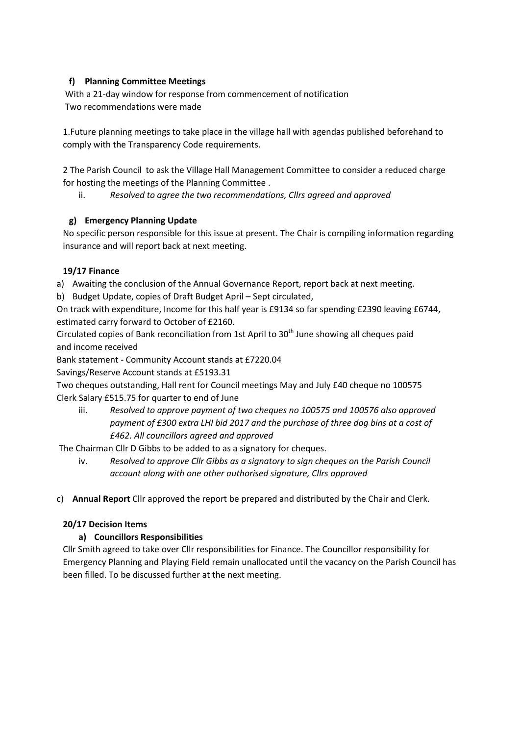### f) Planning Committee Meetings

With a 21-day window for response from commencement of notification
Two recommendations were made

1.Future planning meetings to take place in the village hall with agendas published beforehand to comply with the Transparency Code requirements.

2 The Parish Council to ask the Village Hall Management Committee to consider a reduced charge for hosting the meetings of the Planning Committee .

ii. *Resolved to agree the two recommendations, Cllrs agreed and approved*

### g) Emergency Planning Update

No specific person responsible for this issue at present. The Chair is compiling information regarding insurance and will report back at next meeting.

### 19/17 Finance

a) Awaiting the conclusion of the Annual Governance Report, report back at next meeting.

b) Budget Update, copies of Draft Budget April – Sept circulated,

On track with expenditure, Income for this half year is £9134 so far spending £2390 leaving £6744, estimated carry forward to October of £2160.

Circulated copies of Bank reconciliation from 1st April to 30th June showing all cheques paid and income received

Bank statement - Community Account stands at £7220.04

Savings/Reserve Account stands at £5193.31

Two cheques outstanding, Hall rent for Council meetings May and July £40 cheque no 100575
Clerk Salary £515.75 for quarter to end of June

iii. *Resolved to approve payment of two cheques no 100575 and 100576 also approved payment of £300 extra LHI bid 2017 and the purchase of three dog bins at a cost of £462. All councillors agreed and approved*

The Chairman Cllr D Gibbs to be added to as a signatory for cheques.

iv. *Resolved to approve Cllr Gibbs as a signatory to sign cheques on the Parish Council account along with one other authorised signature, Cllrs approved*

c) **Annual Report** Cllr approved the report be prepared and distributed by the Chair and Clerk.

### 20/17 Decision Items

#### a) Councillors Responsibilities

Cllr Smith agreed to take over Cllr responsibilities for Finance. The Councillor responsibility for Emergency Planning and Playing Field remain unallocated until the vacancy on the Parish Council has been filled. To be discussed further at the next meeting.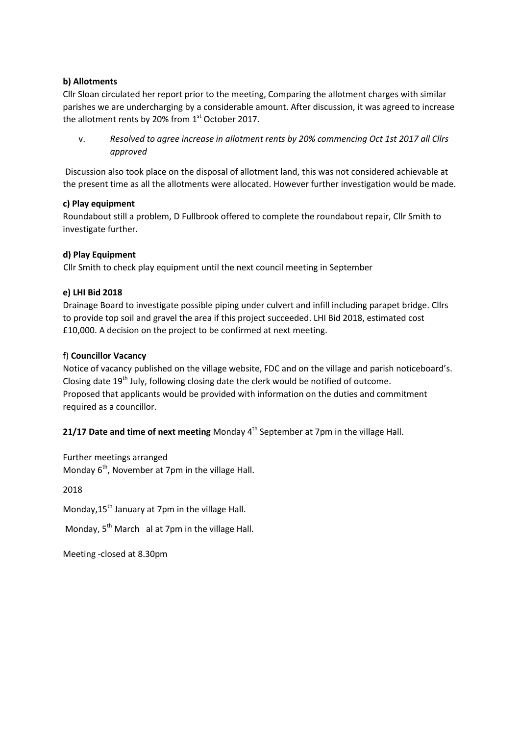**b) Allotments**

Cllr Sloan circulated her report prior to the meeting, Comparing the allotment charges with similar parishes we are undercharging by a considerable amount. After discussion, it was agreed to increase the allotment rents by 20% from 1st October 2017.

v. *Resolved to agree increase in allotment rents by 20% commencing Oct 1st 2017 all Cllrs approved*

Discussion also took place on the disposal of allotment land, this was not considered achievable at the present time as all the allotments were allocated. However further investigation would be made.

**c) Play equipment**

Roundabout still a problem, D Fullbrook offered to complete the roundabout repair, Cllr Smith to investigate further.

**d) Play Equipment**

Cllr Smith to check play equipment until the next council meeting in September

**e) LHI Bid 2018**

Drainage Board to investigate possible piping under culvert and infill including parapet bridge. Cllrs to provide top soil and gravel the area if this project succeeded. LHI Bid 2018, estimated cost £10,000. A decision on the project to be confirmed at next meeting.

f) **Councillor Vacancy**

Notice of vacancy published on the village website, FDC and on the village and parish noticeboard's. Closing date 19th July, following closing date the clerk would be notified of outcome.
Proposed that applicants would be provided with information on the duties and commitment required as a councillor.

**21/17 Date and time of next meeting** Monday 4th September at 7pm in the village Hall.

Further meetings arranged
Monday 6th, November at 7pm in the village Hall.

2018

Monday,15th January at 7pm in the village Hall.

Monday, 5th March al at 7pm in the village Hall.

Meeting -closed at 8.30pm